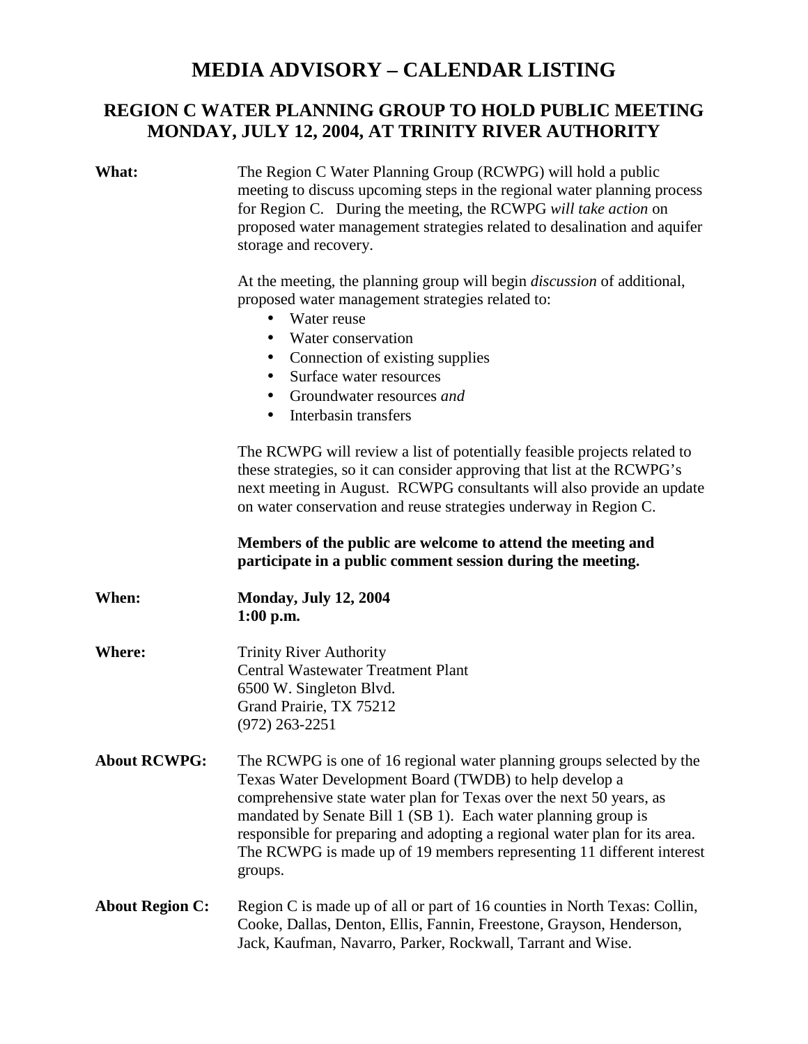# MEDIA ADVISORY – CALENDAR LISTING

## REGION C WATER PLANNING GROUP TO HOLD PUBLIC MEETING MONDAY, JULY 12, 2004, AT TRINITY RIVER AUTHORITY

**What:** The Region C Water Planning Group (RCWPG) will hold a public meeting to discuss upcoming steps in the regional water planning process for Region C. During the meeting, the RCWPG *will take action* on proposed water management strategies related to desalination and aquifer storage and recovery.

At the meeting, the planning group will begin *discussion* of additional, proposed water management strategies related to:

- Water reuse
- Water conservation
- Connection of existing supplies
- Surface water resources
- Groundwater resources *and*
- Interbasin transfers

The RCWPG will review a list of potentially feasible projects related to these strategies, so it can consider approving that list at the RCWPG's next meeting in August. RCWPG consultants will also provide an update on water conservation and reuse strategies underway in Region C.

**Members of the public are welcome to attend the meeting and participate in a public comment session during the meeting.**

**When:** **Monday, July 12, 2004**
**1:00 p.m.**

**Where:** Trinity River Authority
Central Wastewater Treatment Plant
6500 W. Singleton Blvd.
Grand Prairie, TX 75212
(972) 263-2251

**About RCWPG:** The RCWPG is one of 16 regional water planning groups selected by the Texas Water Development Board (TWDB) to help develop a comprehensive state water plan for Texas over the next 50 years, as mandated by Senate Bill 1 (SB 1). Each water planning group is responsible for preparing and adopting a regional water plan for its area. The RCWPG is made up of 19 members representing 11 different interest groups.

**About Region C:** Region C is made up of all or part of 16 counties in North Texas: Collin, Cooke, Dallas, Denton, Ellis, Fannin, Freestone, Grayson, Henderson, Jack, Kaufman, Navarro, Parker, Rockwall, Tarrant and Wise.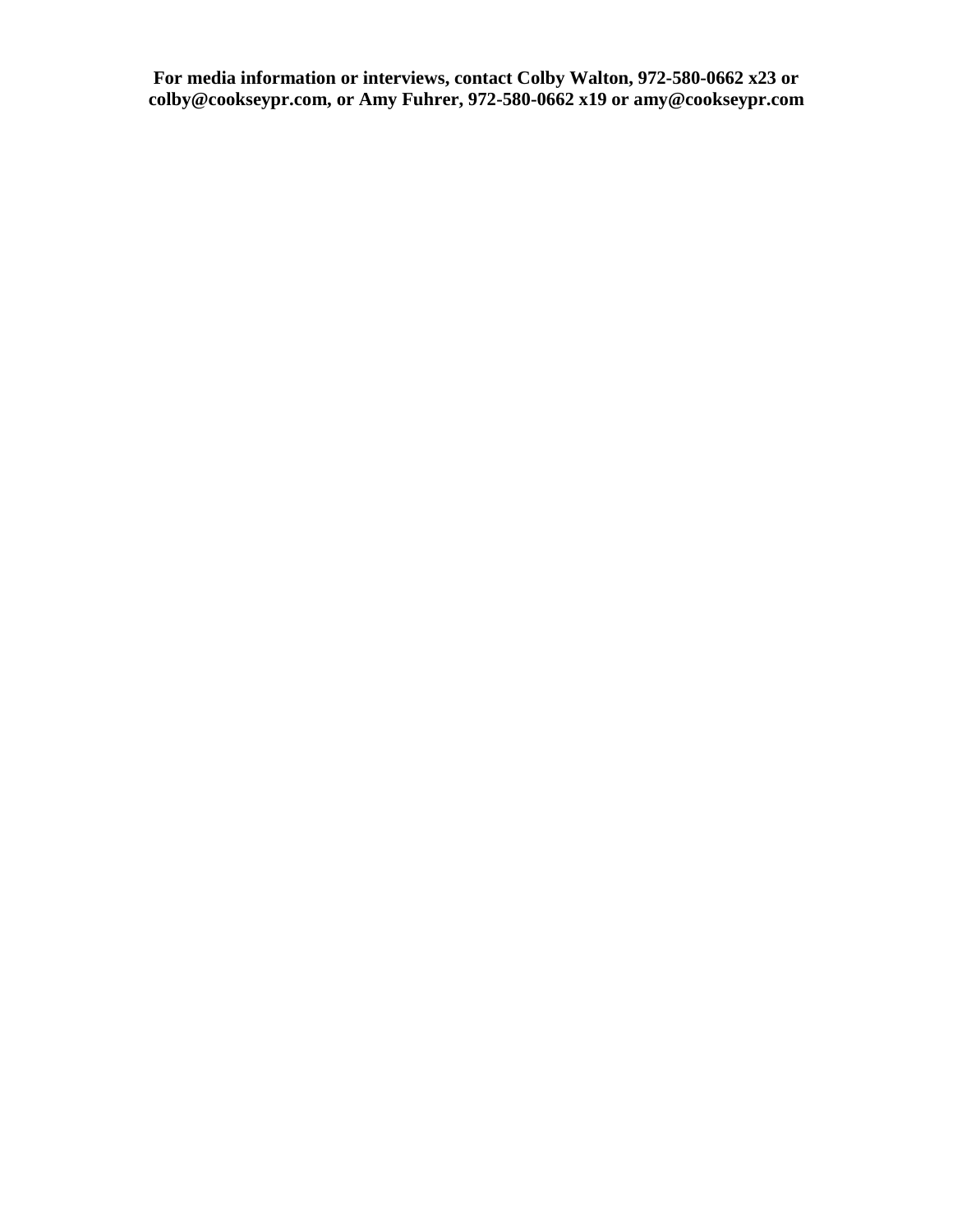**For media information or interviews, contact Colby Walton, 972-580-0662 x23 or colby@cookseypr.com, or Amy Fuhrer, 972-580-0662 x19 or amy@cookseypr.com**